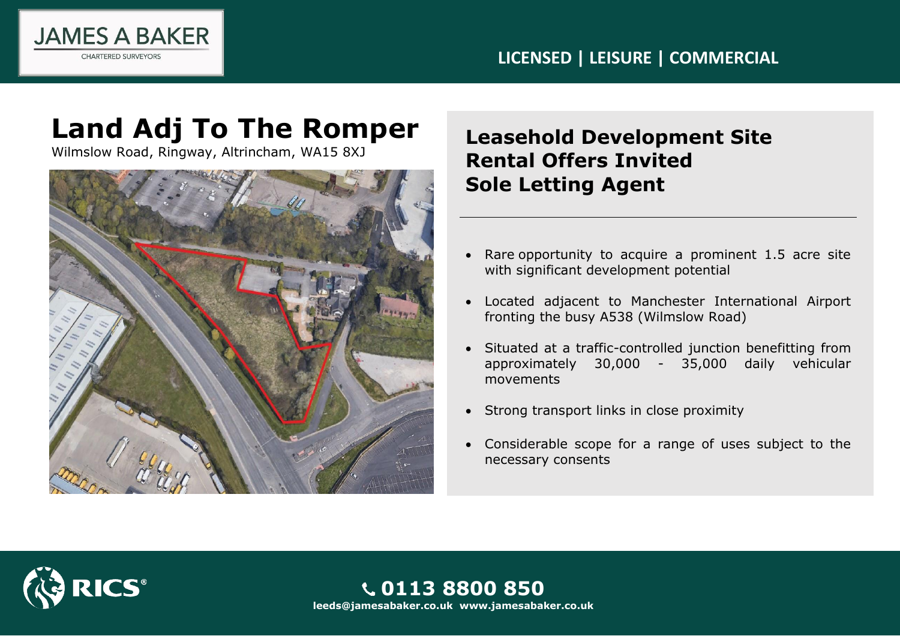JAMES A BAKER

CHARTERED SURVEYORS

LICENSED | LEISURE | COMMERCIAL

# Land Adj To The Romper

Wilmslow Road, Ringway, Altrincham, WA15 8XJ

## Leasehold Development Site
## Rental Offers Invited
## Sole Letting Agent

- Rare opportunity to acquire a prominent 1.5 acre site with significant development potential
- Located adjacent to Manchester International Airport fronting the busy A538 (Wilmslow Road)
- Situated at a traffic-controlled junction benefitting from approximately 30,000 - 35,000 daily vehicular movements
- Strong transport links in close proximity
- Considerable scope for a range of uses subject to the necessary consents

RICS

**0113 8800 850**

**leeds@jamesabaker.co.uk www.jamesabaker.co.uk**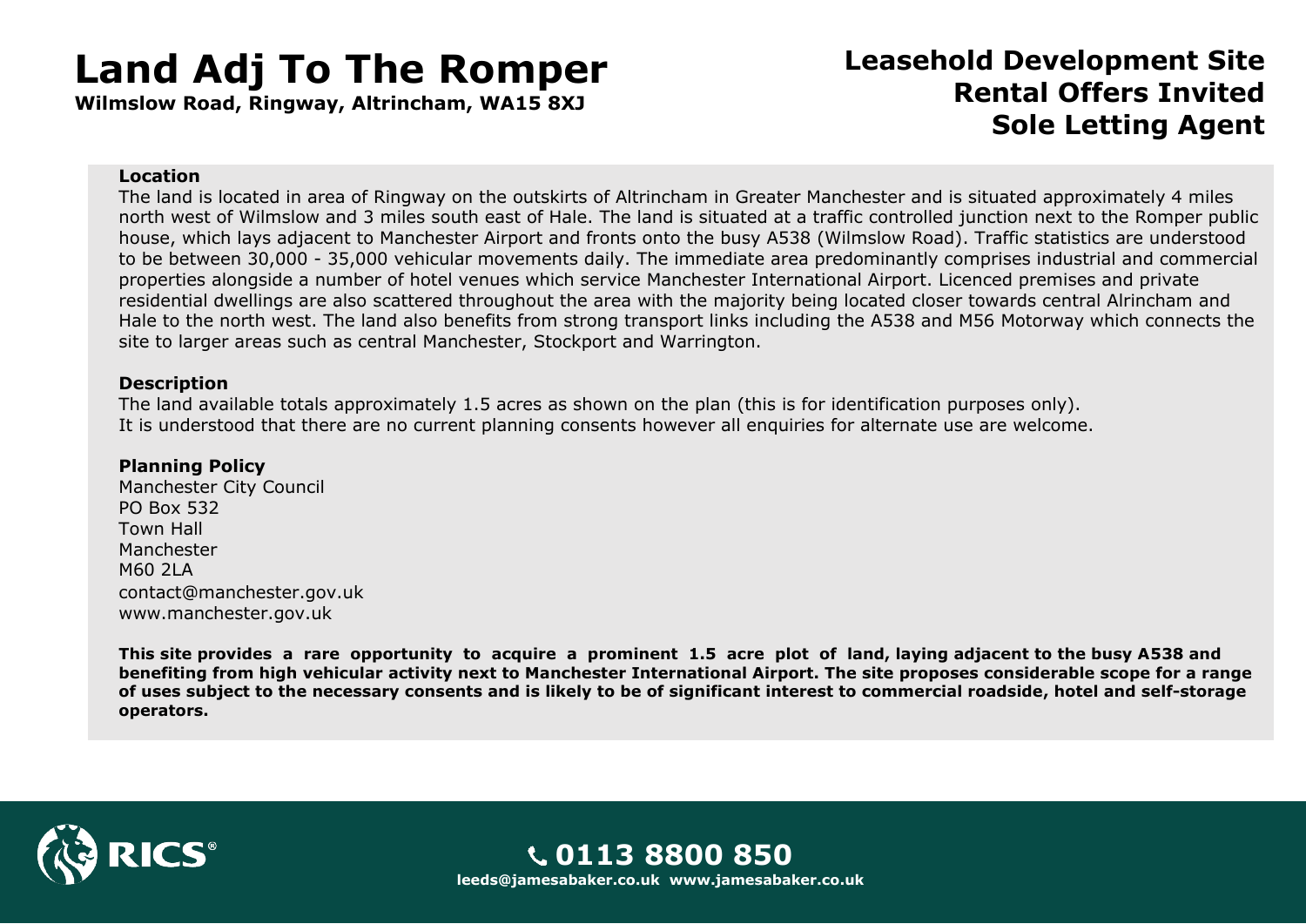# Land Adj To The Romper

**Wilmslow Road, Ringway, Altrincham, WA15 8XJ**

## Leasehold Development Site
## Rental Offers Invited
## Sole Letting Agent

### Location

The land is located in area of Ringway on the outskirts of Altrincham in Greater Manchester and is situated approximately 4 miles north west of Wilmslow and 3 miles south east of Hale. The land is situated at a traffic controlled junction next to the Romper public house, which lays adjacent to Manchester Airport and fronts onto the busy A538 (Wilmslow Road). Traffic statistics are understood to be between 30,000 - 35,000 vehicular movements daily. The immediate area predominantly comprises industrial and commercial properties alongside a number of hotel venues which service Manchester International Airport. Licenced premises and private residential dwellings are also scattered throughout the area with the majority being located closer towards central Alrincham and Hale to the north west. The land also benefits from strong transport links including the A538 and M56 Motorway which connects the site to larger areas such as central Manchester, Stockport and Warrington.

### Description

The land available totals approximately 1.5 acres as shown on the plan (this is for identification purposes only).
It is understood that there are no current planning consents however all enquiries for alternate use are welcome.

### Planning Policy

Manchester City Council
PO Box 532
Town Hall
Manchester
M60 2LA
contact@manchester.gov.uk
www.manchester.gov.uk

**This site provides a rare opportunity to acquire a prominent 1.5 acre plot of land, laying adjacent to the busy A538 and benefiting from high vehicular activity next to Manchester International Airport. The site proposes considerable scope for a range of uses subject to the necessary consents and is likely to be of significant interest to commercial roadside, hotel and self-storage operators.**

RICS®

**0113 8800 850**

**leeds@jamesabaker.co.uk www.jamesabaker.co.uk**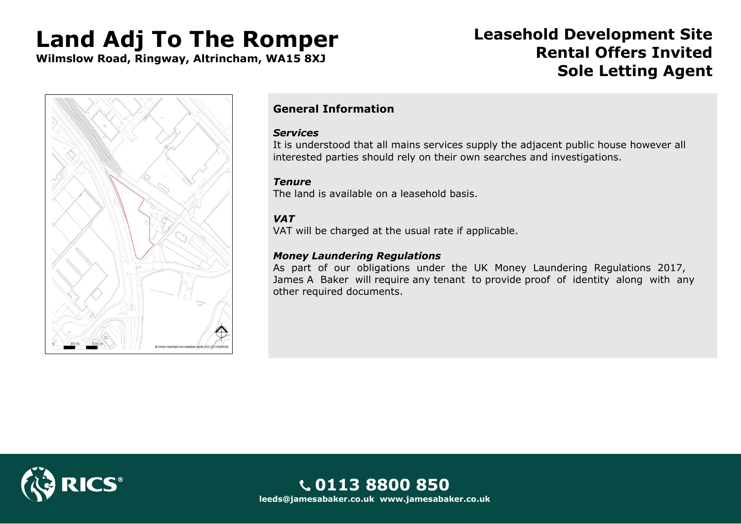# Land Adj To The Romper

**Wilmslow Road, Ringway, Altrincham, WA15 8XJ**

## Leasehold Development Site
## Rental Offers Invited
## Sole Letting Agent

### General Information

***Services***

It is understood that all mains services supply the adjacent public house however all interested parties should rely on their own searches and investigations.

***Tenure***

The land is available on a leasehold basis.

***VAT***

VAT will be charged at the usual rate if applicable.

***Money Laundering Regulations***

As part of our obligations under the UK Money Laundering Regulations 2017, James A Baker will require any tenant to provide proof of identity along with any other required documents.

**0113 8800 850**

**leeds@jamesabaker.co.uk www.jamesabaker.co.uk**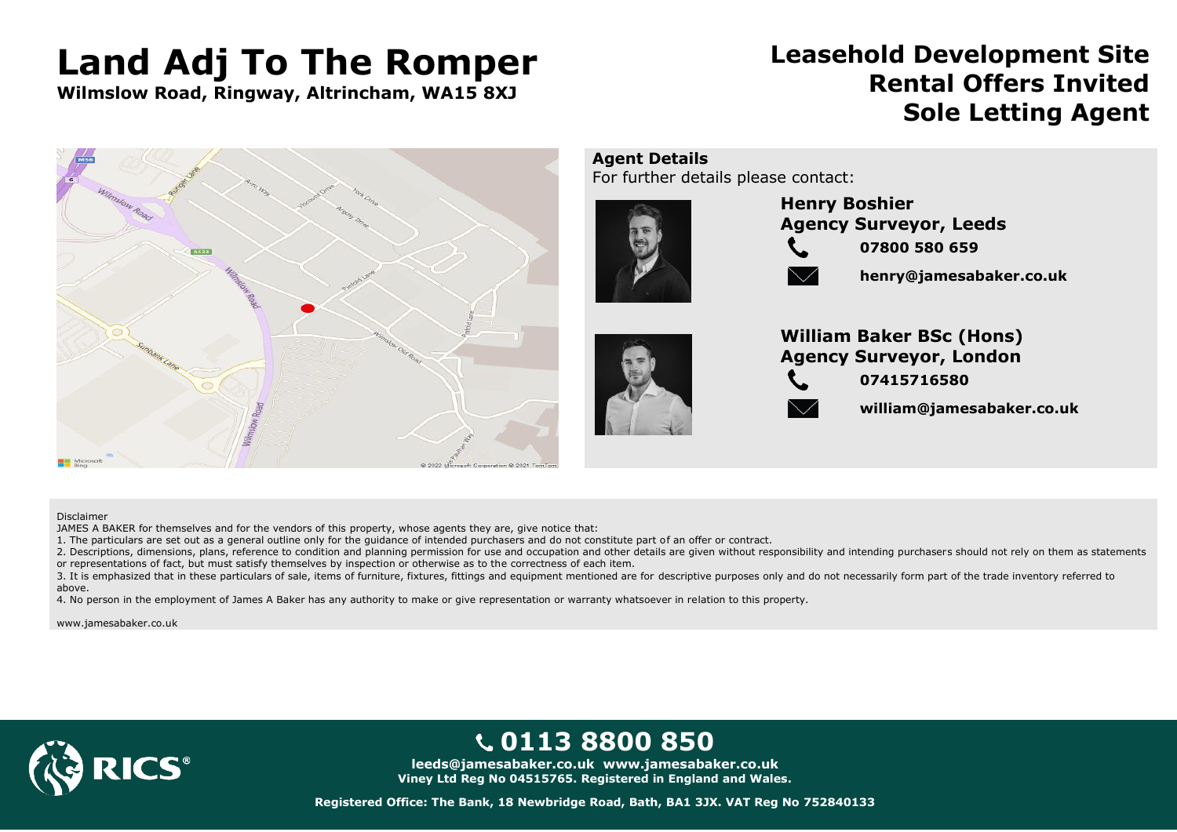# Land Adj To The Romper

**Wilmslow Road, Ringway, Altrincham, WA15 8XJ**

## Leasehold Development Site
## Rental Offers Invited
## Sole Letting Agent

**Agent Details**

For further details please contact:

**Henry Boshier**
**Agency Surveyor, Leeds**

**07800 580 659**

**henry@jamesabaker.co.uk**

**William Baker BSc (Hons)**
**Agency Surveyor, London**

**07415716580**

**william@jamesabaker.co.uk**

Disclaimer

JAMES A BAKER for themselves and for the vendors of this property, whose agents they are, give notice that:

1. The particulars are set out as a general outline only for the guidance of intended purchasers and do not constitute part of an offer or contract.
2. Descriptions, dimensions, plans, reference to condition and planning permission for use and occupation and other details are given without responsibility and intending purchasers should not rely on them as statements or representations of fact, but must satisfy themselves by inspection or otherwise as to the correctness of each item.
3. It is emphasized that in these particulars of sale, items of furniture, fixtures, fittings and equipment mentioned are for descriptive purposes only and do not necessarily form part of the trade inventory referred to above.
4. No person in the employment of James A Baker has any authority to make or give representation or warranty whatsoever in relation to this property.

www.jamesabaker.co.uk

RICS®

**0113 8800 850**

**leeds@jamesabaker.co.uk www.jamesabaker.co.uk**
**Viney Ltd Reg No 04515765. Registered in England and Wales.**

**Registered Office: The Bank, 18 Newbridge Road, Bath, BA1 3JX. VAT Reg No 752840133**